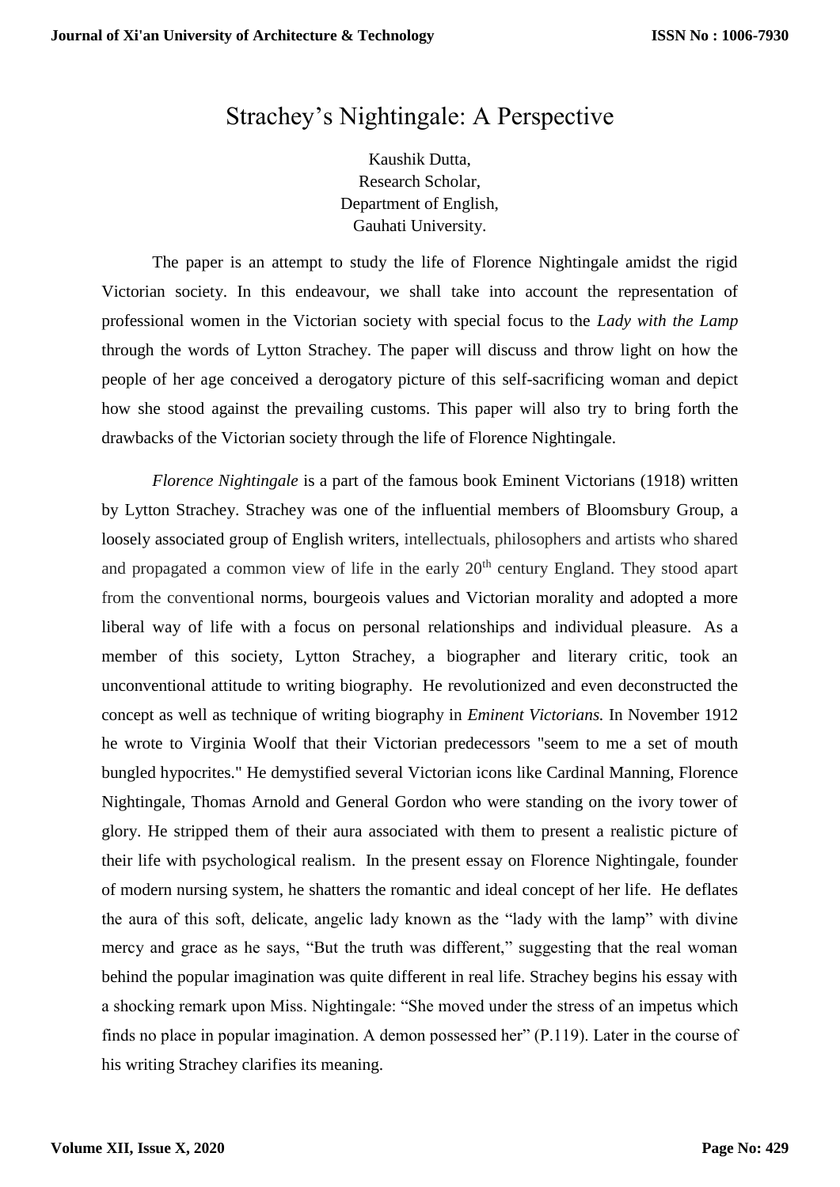# Strachey's Nightingale: A Perspective

Kaushik Dutta,
Research Scholar,
Department of English,
Gauhati University.

The paper is an attempt to study the life of Florence Nightingale amidst the rigid Victorian society. In this endeavour, we shall take into account the representation of professional women in the Victorian society with special focus to the *Lady with the Lamp* through the words of Lytton Strachey. The paper will discuss and throw light on how the people of her age conceived a derogatory picture of this self-sacrificing woman and depict how she stood against the prevailing customs. This paper will also try to bring forth the drawbacks of the Victorian society through the life of Florence Nightingale.

*Florence Nightingale* is a part of the famous book Eminent Victorians (1918) written by Lytton Strachey. Strachey was one of the influential members of Bloomsbury Group, a loosely associated group of English writers, intellectuals, philosophers and artists who shared and propagated a common view of life in the early 20th century England. They stood apart from the conventional norms, bourgeois values and Victorian morality and adopted a more liberal way of life with a focus on personal relationships and individual pleasure. As a member of this society, Lytton Strachey, a biographer and literary critic, took an unconventional attitude to writing biography. He revolutionized and even deconstructed the concept as well as technique of writing biography in *Eminent Victorians.* In November 1912 he wrote to Virginia Woolf that their Victorian predecessors "seem to me a set of mouth bungled hypocrites." He demystified several Victorian icons like Cardinal Manning, Florence Nightingale, Thomas Arnold and General Gordon who were standing on the ivory tower of glory. He stripped them of their aura associated with them to present a realistic picture of their life with psychological realism. In the present essay on Florence Nightingale, founder of modern nursing system, he shatters the romantic and ideal concept of her life. He deflates the aura of this soft, delicate, angelic lady known as the "lady with the lamp" with divine mercy and grace as he says, "But the truth was different," suggesting that the real woman behind the popular imagination was quite different in real life. Strachey begins his essay with a shocking remark upon Miss. Nightingale: "She moved under the stress of an impetus which finds no place in popular imagination. A demon possessed her" (P.119). Later in the course of his writing Strachey clarifies its meaning.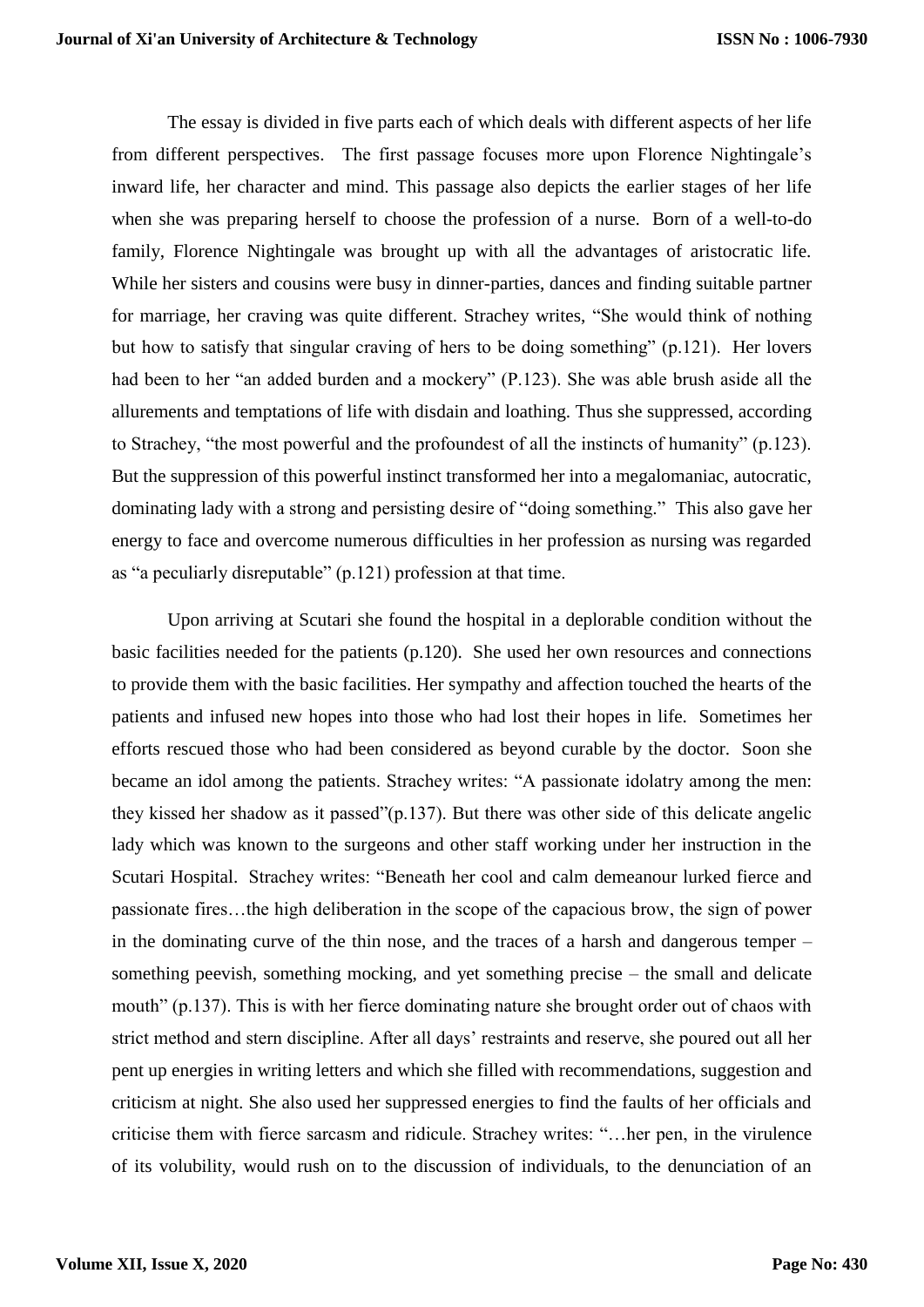The essay is divided in five parts each of which deals with different aspects of her life from different perspectives. The first passage focuses more upon Florence Nightingale's inward life, her character and mind. This passage also depicts the earlier stages of her life when she was preparing herself to choose the profession of a nurse. Born of a well-to-do family, Florence Nightingale was brought up with all the advantages of aristocratic life. While her sisters and cousins were busy in dinner-parties, dances and finding suitable partner for marriage, her craving was quite different. Strachey writes, "She would think of nothing but how to satisfy that singular craving of hers to be doing something" (p.121). Her lovers had been to her "an added burden and a mockery" (P.123). She was able brush aside all the allurements and temptations of life with disdain and loathing. Thus she suppressed, according to Strachey, "the most powerful and the profoundest of all the instincts of humanity" (p.123). But the suppression of this powerful instinct transformed her into a megalomaniac, autocratic, dominating lady with a strong and persisting desire of "doing something." This also gave her energy to face and overcome numerous difficulties in her profession as nursing was regarded as "a peculiarly disreputable" (p.121) profession at that time.

Upon arriving at Scutari she found the hospital in a deplorable condition without the basic facilities needed for the patients (p.120). She used her own resources and connections to provide them with the basic facilities. Her sympathy and affection touched the hearts of the patients and infused new hopes into those who had lost their hopes in life. Sometimes her efforts rescued those who had been considered as beyond curable by the doctor. Soon she became an idol among the patients. Strachey writes: "A passionate idolatry among the men: they kissed her shadow as it passed"(p.137). But there was other side of this delicate angelic lady which was known to the surgeons and other staff working under her instruction in the Scutari Hospital. Strachey writes: "Beneath her cool and calm demeanour lurked fierce and passionate fires…the high deliberation in the scope of the capacious brow, the sign of power in the dominating curve of the thin nose, and the traces of a harsh and dangerous temper – something peevish, something mocking, and yet something precise – the small and delicate mouth" (p.137). This is with her fierce dominating nature she brought order out of chaos with strict method and stern discipline. After all days' restraints and reserve, she poured out all her pent up energies in writing letters and which she filled with recommendations, suggestion and criticism at night. She also used her suppressed energies to find the faults of her officials and criticise them with fierce sarcasm and ridicule. Strachey writes: "…her pen, in the virulence of its volubility, would rush on to the discussion of individuals, to the denunciation of an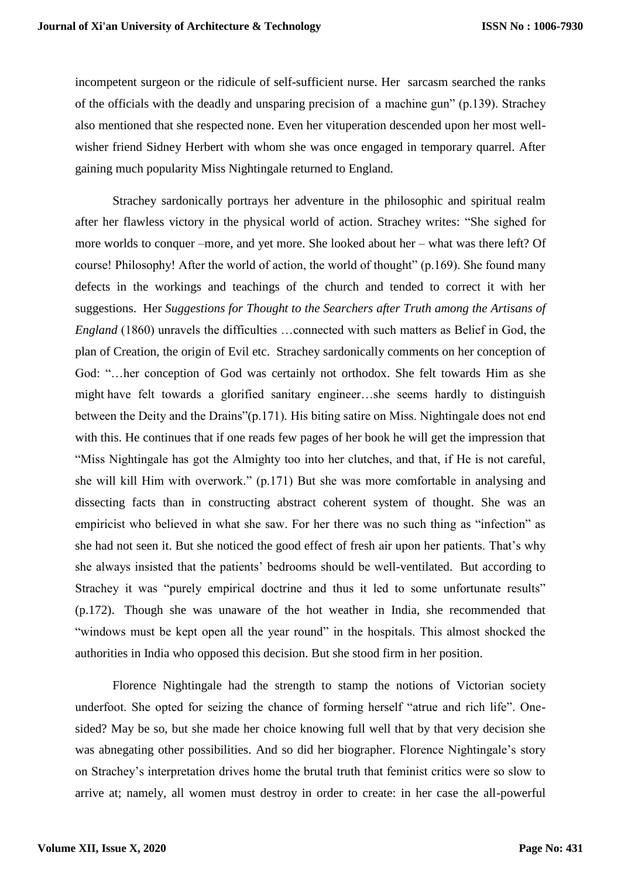incompetent surgeon or the ridicule of self-sufficient nurse. Her sarcasm searched the ranks of the officials with the deadly and unsparing precision of a machine gun" (p.139). Strachey also mentioned that she respected none. Even her vituperation descended upon her most well-wisher friend Sidney Herbert with whom she was once engaged in temporary quarrel. After gaining much popularity Miss Nightingale returned to England.

Strachey sardonically portrays her adventure in the philosophic and spiritual realm after her flawless victory in the physical world of action. Strachey writes: "She sighed for more worlds to conquer –more, and yet more. She looked about her – what was there left? Of course! Philosophy! After the world of action, the world of thought" (p.169). She found many defects in the workings and teachings of the church and tended to correct it with her suggestions. Her *Suggestions for Thought to the Searchers after Truth among the Artisans of England* (1860) unravels the difficulties …connected with such matters as Belief in God, the plan of Creation, the origin of Evil etc. Strachey sardonically comments on her conception of God: "…her conception of God was certainly not orthodox. She felt towards Him as she might have felt towards a glorified sanitary engineer…she seems hardly to distinguish between the Deity and the Drains"(p.171). His biting satire on Miss. Nightingale does not end with this. He continues that if one reads few pages of her book he will get the impression that "Miss Nightingale has got the Almighty too into her clutches, and that, if He is not careful, she will kill Him with overwork." (p.171) But she was more comfortable in analysing and dissecting facts than in constructing abstract coherent system of thought. She was an empiricist who believed in what she saw. For her there was no such thing as "infection" as she had not seen it. But she noticed the good effect of fresh air upon her patients. That's why she always insisted that the patients' bedrooms should be well-ventilated. But according to Strachey it was "purely empirical doctrine and thus it led to some unfortunate results" (p.172). Though she was unaware of the hot weather in India, she recommended that "windows must be kept open all the year round" in the hospitals. This almost shocked the authorities in India who opposed this decision. But she stood firm in her position.

Florence Nightingale had the strength to stamp the notions of Victorian society underfoot. She opted for seizing the chance of forming herself "atrue and rich life". One-sided? May be so, but she made her choice knowing full well that by that very decision she was abnegating other possibilities. And so did her biographer. Florence Nightingale's story on Strachey's interpretation drives home the brutal truth that feminist critics were so slow to arrive at; namely, all women must destroy in order to create: in her case the all-powerful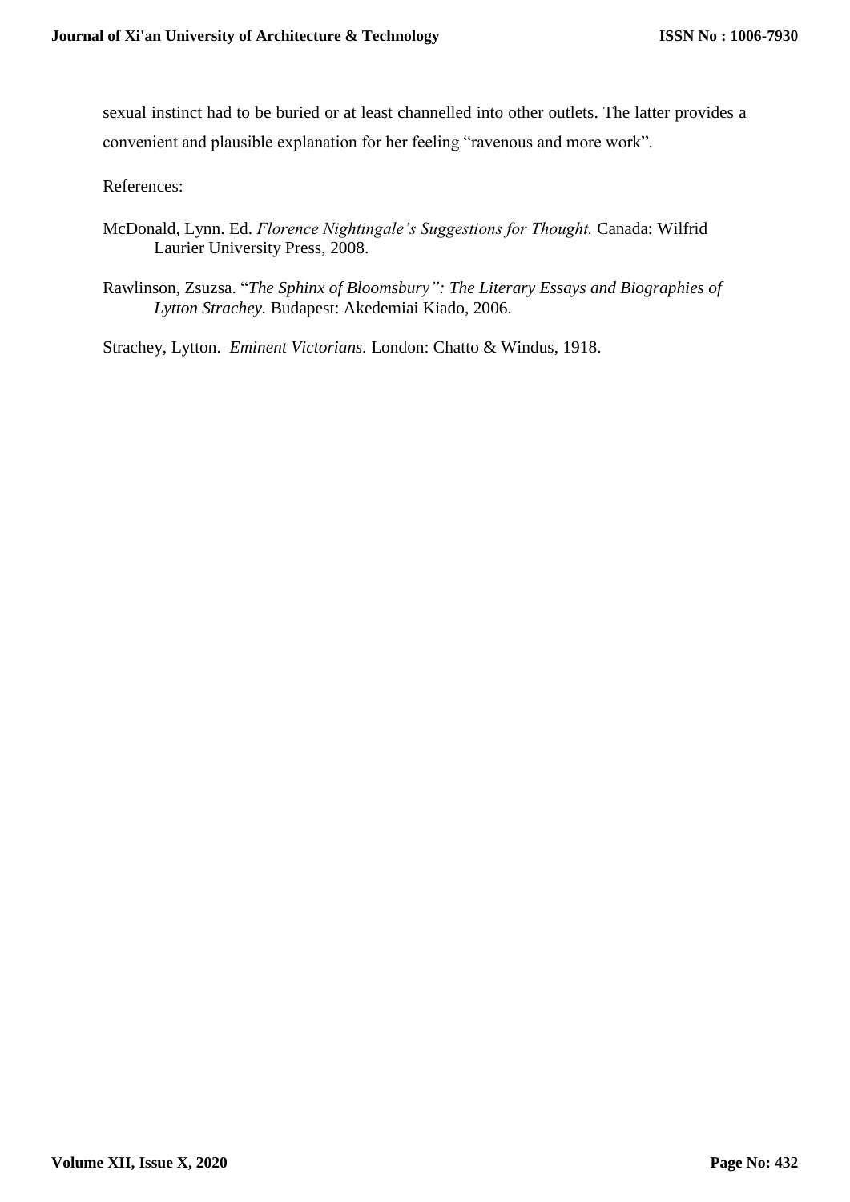sexual instinct had to be buried or at least channelled into other outlets. The latter provides a convenient and plausible explanation for her feeling "ravenous and more work".

References:

McDonald, Lynn. Ed. *Florence Nightingale's Suggestions for Thought.* Canada: Wilfrid Laurier University Press, 2008.

Rawlinson, Zsuzsa. "*The Sphinx of Bloomsbury": The Literary Essays and Biographies of Lytton Strachey.* Budapest: Akedemiai Kiado, 2006.

Strachey, Lytton. *Eminent Victorians.* London: Chatto & Windus, 1918.